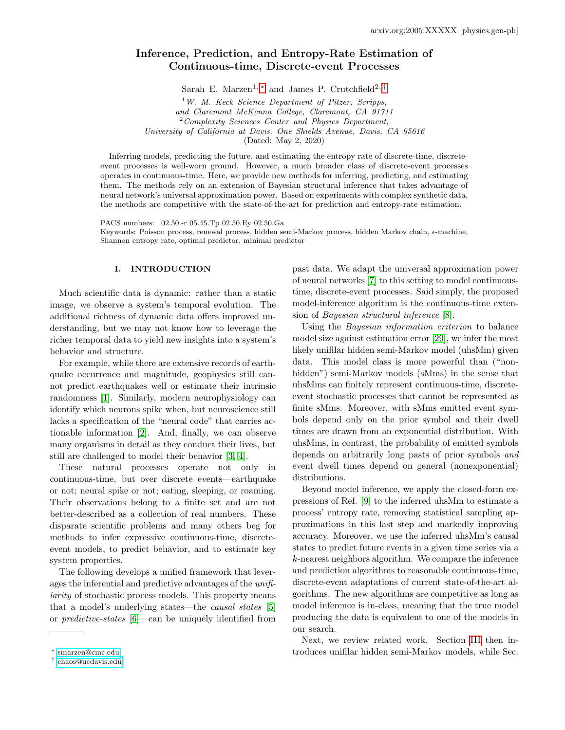arxiv.org:2005.XXXXX [physics.gen-ph]

# Inference, Prediction, and Entropy-Rate Estimation of Continuous-time, Discrete-event Processes

Sarah E. Marzen[1,*] and James P. Crutchfield[2,†]

[1] *W. M. Keck Science Department of Pitzer, Scripps, and Claremont McKenna College, Claremont, CA 91711*
[2] *Complexity Sciences Center and Physics Department, University of California at Davis, One Shields Avenue, Davis, CA 95616*

(Dated: May 2, 2020)

Inferring models, predicting the future, and estimating the entropy rate of discrete-time, discrete-event processes is well-worn ground. However, a much broader class of discrete-event processes operates in continuous-time. Here, we provide new methods for inferring, predicting, and estimating them. The methods rely on an extension of Bayesian structural inference that takes advantage of neural network's universal approximation power. Based on experiments with complex synthetic data, the methods are competitive with the state-of-the-art for prediction and entropy-rate estimation.

PACS numbers: 02.50.-r 05.45.Tp 02.50.Ey 02.50.Ga
Keywords: Poisson process, renewal process, hidden semi-Markov process, hidden Markov chain, $\epsilon$-machine, Shannon entropy rate, optimal predictor, minimal predictor

## I. INTRODUCTION

Much scientific data is dynamic: rather than a static image, we observe a system's temporal evolution. The additional richness of dynamic data offers improved understanding, but we may not know how to leverage the richer temporal data to yield new insights into a system's behavior and structure.

For example, while there are extensive records of earthquake occurrence and magnitude, geophysics still cannot predict earthquakes well or estimate their intrinsic randomness [1]. Similarly, modern neurophysiology can identify which neurons spike when, but neuroscience still lacks a specification of the "neural code" that carries actionable information [2]. And, finally, we can observe many organisms in detail as they conduct their lives, but still are challenged to model their behavior [3, 4].

These natural processes operate not only in continuous-time, but over discrete events—earthquake or not; neural spike or not; eating, sleeping, or roaming. Their observations belong to a finite set and are not better-described as a collection of real numbers. These disparate scientific problems and many others beg for methods to infer expressive continuous-time, discrete-event models, to predict behavior, and to estimate key system properties.

The following develops a unified framework that leverages the inferential and predictive advantages of the *unifilarity* of stochastic process models. This property means that a model's underlying states—the *causal states* [5] or *predictive-states* [6]—can be uniquely identified from past data. We adapt the universal approximation power of neural networks [7] to this setting to model continuous-time, discrete-event processes. Said simply, the proposed model-inference algorithm is the continuous-time extension of *Bayesian structural inference* [8].

Using the *Bayesian information criterion* to balance model size against estimation error [29], we infer the most likely unifilar hidden semi-Markov model (uhsMm) given data. This model class is more powerful than ("non-hidden") semi-Markov models (sMms) in the sense that uhsMms can finitely represent continuous-time, discrete-event stochastic processes that cannot be represented as finite sMms. Moreover, with sMms emitted event symbols depend only on the prior symbol and their dwell times are drawn from an exponential distribution. With uhsMms, in contrast, the probability of emitted symbols depends on arbitrarily long pasts of prior symbols *and* event dwell times depend on general (nonexponential) distributions.

Beyond model inference, we apply the closed-form expressions of Ref. [9] to the inferred uhsMm to estimate a process' entropy rate, removing statistical sampling approximations in this last step and markedly improving accuracy. Moreover, we use the inferred uhsMm's causal states to predict future events in a given time series via a $k$-nearest neighbors algorithm. We compare the inference and prediction algorithms to reasonable continuous-time, discrete-event adaptations of current state-of-the-art algorithms. The new algorithms are competitive as long as model inference is in-class, meaning that the true model producing the data is equivalent to one of the models in our search.

Next, we review related work. Section III then introduces unifilar hidden semi-Markov models, while Sec.

* smarzen@cmc.edu
† chaos@ucdavis.edu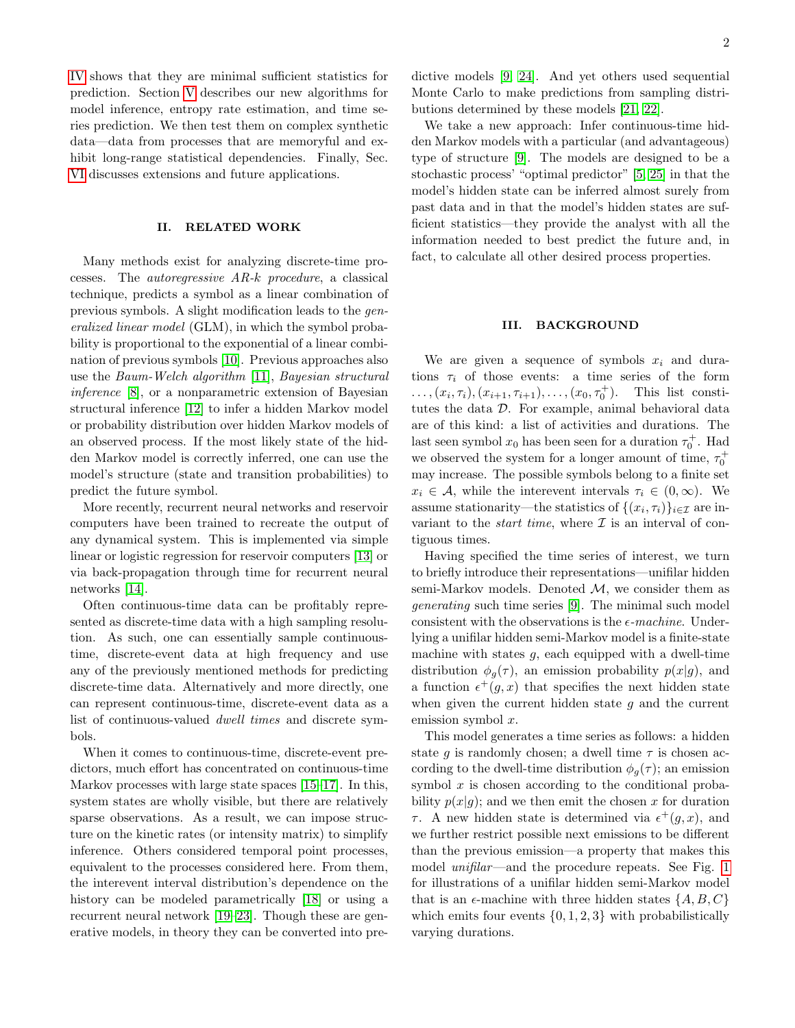IV shows that they are minimal sufficient statistics for prediction. Section V describes our new algorithms for model inference, entropy rate estimation, and time series prediction. We then test them on complex synthetic data—data from processes that are memoryful and exhibit long-range statistical dependencies. Finally, Sec. VI discusses extensions and future applications.

## II. RELATED WORK

Many methods exist for analyzing discrete-time processes. The *autoregressive AR-k procedure*, a classical technique, predicts a symbol as a linear combination of previous symbols. A slight modification leads to the *generalized linear model* (GLM), in which the symbol probability is proportional to the exponential of a linear combination of previous symbols [10]. Previous approaches also use the *Baum-Welch algorithm* [11], *Bayesian structural inference* [8], or a nonparametric extension of Bayesian structural inference [12] to infer a hidden Markov model or probability distribution over hidden Markov models of an observed process. If the most likely state of the hidden Markov model is correctly inferred, one can use the model's structure (state and transition probabilities) to predict the future symbol.

More recently, recurrent neural networks and reservoir computers have been trained to recreate the output of any dynamical system. This is implemented via simple linear or logistic regression for reservoir computers [13] or via back-propagation through time for recurrent neural networks [14].

Often continuous-time data can be profitably represented as discrete-time data with a high sampling resolution. As such, one can essentially sample continuous-time, discrete-event data at high frequency and use any of the previously mentioned methods for predicting discrete-time data. Alternatively and more directly, one can represent continuous-time, discrete-event data as a list of continuous-valued *dwell times* and discrete symbols.

When it comes to continuous-time, discrete-event predictors, much effort has concentrated on continuous-time Markov processes with large state spaces [15–17]. In this, system states are wholly visible, but there are relatively sparse observations. As a result, we can impose structure on the kinetic rates (or intensity matrix) to simplify inference. Others considered temporal point processes, equivalent to the processes considered here. From them, the interevent interval distribution's dependence on the history can be modeled parametrically [18] or using a recurrent neural network [19–23]. Though these are generative models, in theory they can be converted into predictive models [9, 24]. And yet others used sequential Monte Carlo to make predictions from sampling distributions determined by these models [21, 22].

We take a new approach: Infer continuous-time hidden Markov models with a particular (and advantageous) type of structure [9]. The models are designed to be a stochastic process' "optimal predictor" [5, 25] in that the model's hidden state can be inferred almost surely from past data and in that the model's hidden states are sufficient statistics—they provide the analyst with all the information needed to best predict the future and, in fact, to calculate all other desired process properties.

## III. BACKGROUND

We are given a sequence of symbols $x_i$ and durations $\tau_i$ of those events: a time series of the form $\ldots, (x_i, \tau_i), (x_{i+1}, \tau_{i+1}), \ldots, (x_0, \tau_0^+)$. This list constitutes the data $\mathcal{D}$. For example, animal behavioral data are of this kind: a list of activities and durations. The last seen symbol $x_0$ has been seen for a duration $\tau_0^+$. Had we observed the system for a longer amount of time, $\tau_0^+$ may increase. The possible symbols belong to a finite set $x_i \in \mathcal{A}$, while the interevent intervals $\tau_i \in (0, \infty)$. We assume stationarity—the statistics of $\{(x_i, \tau_i)\}_{i \in \mathcal{I}}$ are invariant to the *start time*, where $\mathcal{I}$ is an interval of contiguous times.

Having specified the time series of interest, we turn to briefly introduce their representations—unifilar hidden semi-Markov models. Denoted $\mathcal{M}$, we consider them as *generating* such time series [9]. The minimal such model consistent with the observations is the $\epsilon$-*machine*. Underlying a unifilar hidden semi-Markov model is a finite-state machine with states $g$, each equipped with a dwell-time distribution $\phi_g(\tau)$, an emission probability $p(x|g)$, and a function $\epsilon^+(g, x)$ that specifies the next hidden state when given the current hidden state $g$ and the current emission symbol $x$.

This model generates a time series as follows: a hidden state $g$ is randomly chosen; a dwell time $\tau$ is chosen according to the dwell-time distribution $\phi_g(\tau)$; an emission symbol $x$ is chosen according to the conditional probability $p(x|g)$; and we then emit the chosen $x$ for duration $\tau$. A new hidden state is determined via $\epsilon^+(g, x)$, and we further restrict possible next emissions to be different than the previous emission—a property that makes this model *unifilar*—and the procedure repeats. See Fig. 1 for illustrations of a unifilar hidden semi-Markov model that is an $\epsilon$-machine with three hidden states $\{A, B, C\}$ which emits four events $\{0, 1, 2, 3\}$ with probabilistically varying durations.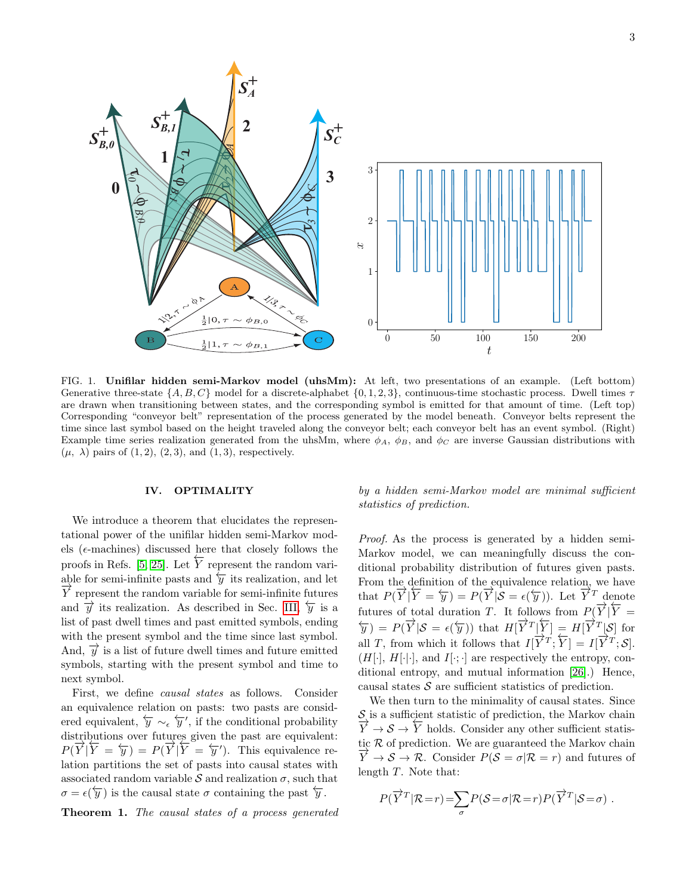FIG. 1. **Unifilar hidden semi-Markov model (uhsMm):** At left, two presentations of an example. (Left bottom) Generative three-state $\{A, B, C\}$ model for a discrete-alphabet $\{0, 1, 2, 3\}$, continuous-time stochastic process. Dwell times $\tau$ are drawn when transitioning between states, and the corresponding symbol is emitted for that amount of time. (Left top) Corresponding "conveyor belt" representation of the process generated by the model beneath. Conveyor belts represent the time since last symbol based on the height traveled along the conveyor belt; each conveyor belt has an event symbol. (Right) Example time series realization generated from the uhsMm, where $\phi_A$, $\phi_B$, and $\phi_C$ are inverse Gaussian distributions with $(\mu,\ \lambda)$ pairs of $(1, 2)$, $(2, 3)$, and $(1, 3)$, respectively.

## IV. OPTIMALITY

We introduce a theorem that elucidates the representational power of the unifilar hidden semi-Markov models ($\epsilon$-machines) discussed here that closely follows the proofs in Refs. [5, 25]. Let $\overleftarrow{Y}$ represent the random variable for semi-infinite pasts and $\overleftarrow{y}$ its realization, and let $\overrightarrow{Y}$ represent the random variable for semi-infinite futures and $\overrightarrow{y}$ its realization. As described in Sec. III, $\overleftarrow{y}$ is a list of past dwell times and past emitted symbols, ending with the present symbol and the time since last symbol. And, $\overrightarrow{y}$ is a list of future dwell times and future emitted symbols, starting with the present symbol and time to next symbol.

First, we define *causal states* as follows. Consider an equivalence relation on pasts: two pasts are considered equivalent, $\overleftarrow{y} \sim_\epsilon \overleftarrow{y}'$, if the conditional probability distributions over futures given the past are equivalent: $P(\overrightarrow{Y}|\overleftarrow{Y} = \overleftarrow{y}) = P(\overrightarrow{Y}|\overleftarrow{Y} = \overleftarrow{y}')$. This equivalence relation partitions the set of pasts into causal states with associated random variable $\mathcal{S}$ and realization $\sigma$, such that $\sigma = \epsilon(\overleftarrow{y})$ is the causal state $\sigma$ containing the past $\overleftarrow{y}$.

**Theorem 1.** *The causal states of a process generated by a hidden semi-Markov model are minimal sufficient statistics of prediction.*

*Proof.* As the process is generated by a hidden semi-Markov model, we can meaningfully discuss the conditional probability distribution of futures given pasts. From the definition of the equivalence relation, we have that $P(\overrightarrow{Y}|\overleftarrow{Y} = \overleftarrow{y}) = P(\overrightarrow{Y}|\mathcal{S} = \epsilon(\overleftarrow{y}))$. Let $\overrightarrow{Y}^T$ denote futures of total duration $T$. It follows from $P(\overrightarrow{Y}|\overleftarrow{Y} = \overleftarrow{y}) = P(\overrightarrow{Y}|\mathcal{S} = \epsilon(\overleftarrow{y}))$ that $H[\overrightarrow{Y}^T|\overleftarrow{Y}] = H[\overrightarrow{Y}^T|\mathcal{S}]$ for all $T$, from which it follows that $I[\overrightarrow{Y}^T; \overleftarrow{Y}] = I[\overrightarrow{Y}^T; \mathcal{S}]$. ($H[\cdot]$, $H[\cdot|\cdot]$, and $I[\cdot;\cdot]$ are respectively the entropy, conditional entropy, and mutual information [26].) Hence, causal states $\mathcal{S}$ are sufficient statistics of prediction.

We then turn to the minimality of causal states. Since $\mathcal{S}$ is a sufficient statistic of prediction, the Markov chain $\overrightarrow{Y} \rightarrow \mathcal{S} \rightarrow \overleftarrow{Y}$ holds. Consider any other sufficient statistic $\mathcal{R}$ of prediction. We are guaranteed the Markov chain $\overrightarrow{Y} \rightarrow \mathcal{S} \rightarrow \mathcal{R}$. Consider $P(\mathcal{S} = \sigma|\mathcal{R} = r)$ and futures of length $T$. Note that:

$$P(\overrightarrow{Y}^T|\mathcal{R}=r)=\sum_\sigma P(\mathcal{S}=\sigma|\mathcal{R}=r)P(\overrightarrow{Y}^T|\mathcal{S}=\sigma) \ .$$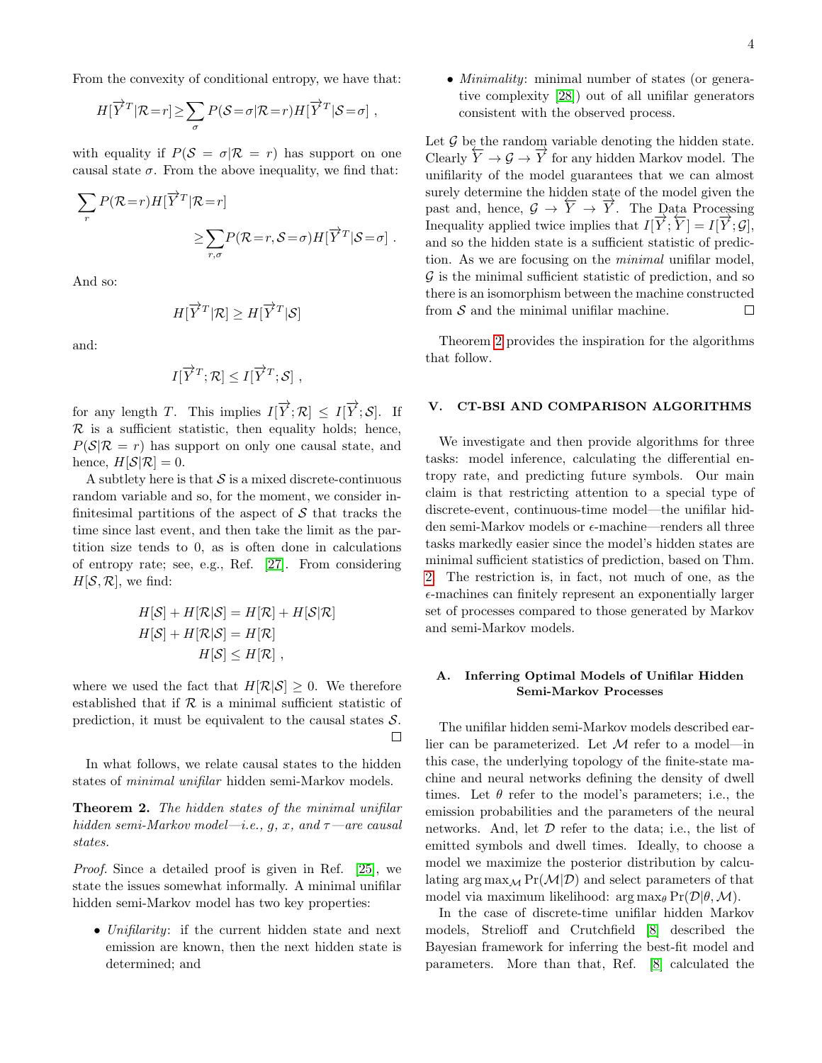From the convexity of conditional entropy, we have that:

$$H[\overrightarrow{Y}^T|\mathcal{R}=r] \geq \sum_\sigma P(\mathcal{S}=\sigma|\mathcal{R}=r) H[\overrightarrow{Y}^T|\mathcal{S}=\sigma] ~,$$

with equality if $P(\mathcal{S}=\sigma|\mathcal{R}=r)$ has support on one causal state $\sigma$. From the above inequality, we find that:

$$\sum_r P(\mathcal{R}=r) H[\overrightarrow{Y}^T|\mathcal{R}=r] \geq \sum_{r,\sigma} P(\mathcal{R}=r,\mathcal{S}=\sigma) H[\overrightarrow{Y}^T|\mathcal{S}=\sigma] ~.$$

And so:

$$H[\overrightarrow{Y}^T|\mathcal{R}] \geq H[\overrightarrow{Y}^T|\mathcal{S}]$$

and:

$$I[\overrightarrow{Y}^T;\mathcal{R}] \leq I[\overrightarrow{Y}^T;\mathcal{S}] ~,$$

for any length $T$. This implies $I[\overrightarrow{Y};\mathcal{R}] \leq I[\overrightarrow{Y};\mathcal{S}]$. If $\mathcal{R}$ is a sufficient statistic, then equality holds; hence, $P(\mathcal{S}|\mathcal{R}=r)$ has support on only one causal state, and hence, $H[\mathcal{S}|\mathcal{R}]=0$.

A subtlety here is that $\mathcal{S}$ is a mixed discrete-continuous random variable and so, for the moment, we consider infinitesimal partitions of the aspect of $\mathcal{S}$ that tracks the time since last event, and then take the limit as the partition size tends to 0, as is often done in calculations of entropy rate; see, e.g., Ref. [27]. From considering $H[\mathcal{S},\mathcal{R}]$, we find:

$$\begin{aligned}
H[\mathcal{S}] + H[\mathcal{R}|\mathcal{S}] &= H[\mathcal{R}] + H[\mathcal{S}|\mathcal{R}] \\
H[\mathcal{S}] + H[\mathcal{R}|\mathcal{S}] &= H[\mathcal{R}] \\
H[\mathcal{S}] &\leq H[\mathcal{R}] ~,
\end{aligned}$$

where we used the fact that $H[\mathcal{R}|\mathcal{S}] \geq 0$. We therefore established that if $\mathcal{R}$ is a minimal sufficient statistic of prediction, it must be equivalent to the causal states $\mathcal{S}$. $\square$

In what follows, we relate causal states to the hidden states of *minimal unifilar* hidden semi-Markov models.

**Theorem 2.** *The hidden states of the minimal unifilar hidden semi-Markov model—i.e., $g$, $x$, and $\tau$—are causal states.*

*Proof.* Since a detailed proof is given in Ref. [25], we state the issues somewhat informally. A minimal unifilar hidden semi-Markov model has two key properties:

- *Unifilarity*: if the current hidden state and next emission are known, then the next hidden state is determined; and
- *Minimality*: minimal number of states (or generative complexity [28]) out of all unifilar generators consistent with the observed process.

Let $\mathcal{G}$ be the random variable denoting the hidden state. Clearly $\overleftarrow{Y} \rightarrow \mathcal{G} \rightarrow \overrightarrow{Y}$ for any hidden Markov model. The unifilarity of the model guarantees that we can almost surely determine the hidden state of the model given the past and, hence, $\mathcal{G} \rightarrow \overleftarrow{Y} \rightarrow \overrightarrow{Y}$. The Data Processing Inequality applied twice implies that $I[\overrightarrow{Y};\overleftarrow{Y}] = I[\overrightarrow{Y};\mathcal{G}]$, and so the hidden state is a sufficient statistic of prediction. As we are focusing on the *minimal* unifilar model, $\mathcal{G}$ is the minimal sufficient statistic of prediction, and so there is an isomorphism between the machine constructed from $\mathcal{S}$ and the minimal unifilar machine. $\square$

Theorem 2 provides the inspiration for the algorithms that follow.

## V. CT-BSI AND COMPARISON ALGORITHMS

We investigate and then provide algorithms for three tasks: model inference, calculating the differential entropy rate, and predicting future symbols. Our main claim is that restricting attention to a special type of discrete-event, continuous-time model—the unifilar hidden semi-Markov models or $\epsilon$-machine—renders all three tasks markedly easier since the model's hidden states are minimal sufficient statistics of prediction, based on Thm. 2. The restriction is, in fact, not much of one, as the $\epsilon$-machines can finitely represent an exponentially larger set of processes compared to those generated by Markov and semi-Markov models.

### A. Inferring Optimal Models of Unifilar Hidden Semi-Markov Processes

The unifilar hidden semi-Markov models described earlier can be parameterized. Let $\mathcal{M}$ refer to a model—in this case, the underlying topology of the finite-state machine and neural networks defining the density of dwell times. Let $\theta$ refer to the model's parameters; i.e., the emission probabilities and the parameters of the neural networks. And, let $\mathcal{D}$ refer to the data; i.e., the list of emitted symbols and dwell times. Ideally, to choose a model we maximize the posterior distribution by calculating $\arg\max_{\mathcal{M}} \Pr(\mathcal{M}|\mathcal{D})$ and select parameters of that model via maximum likelihood: $\arg\max_\theta \Pr(\mathcal{D}|\theta,\mathcal{M})$.

In the case of discrete-time unifilar hidden Markov models, Strelioff and Crutchfield [8] described the Bayesian framework for inferring the best-fit model and parameters. More than that, Ref. [8] calculated the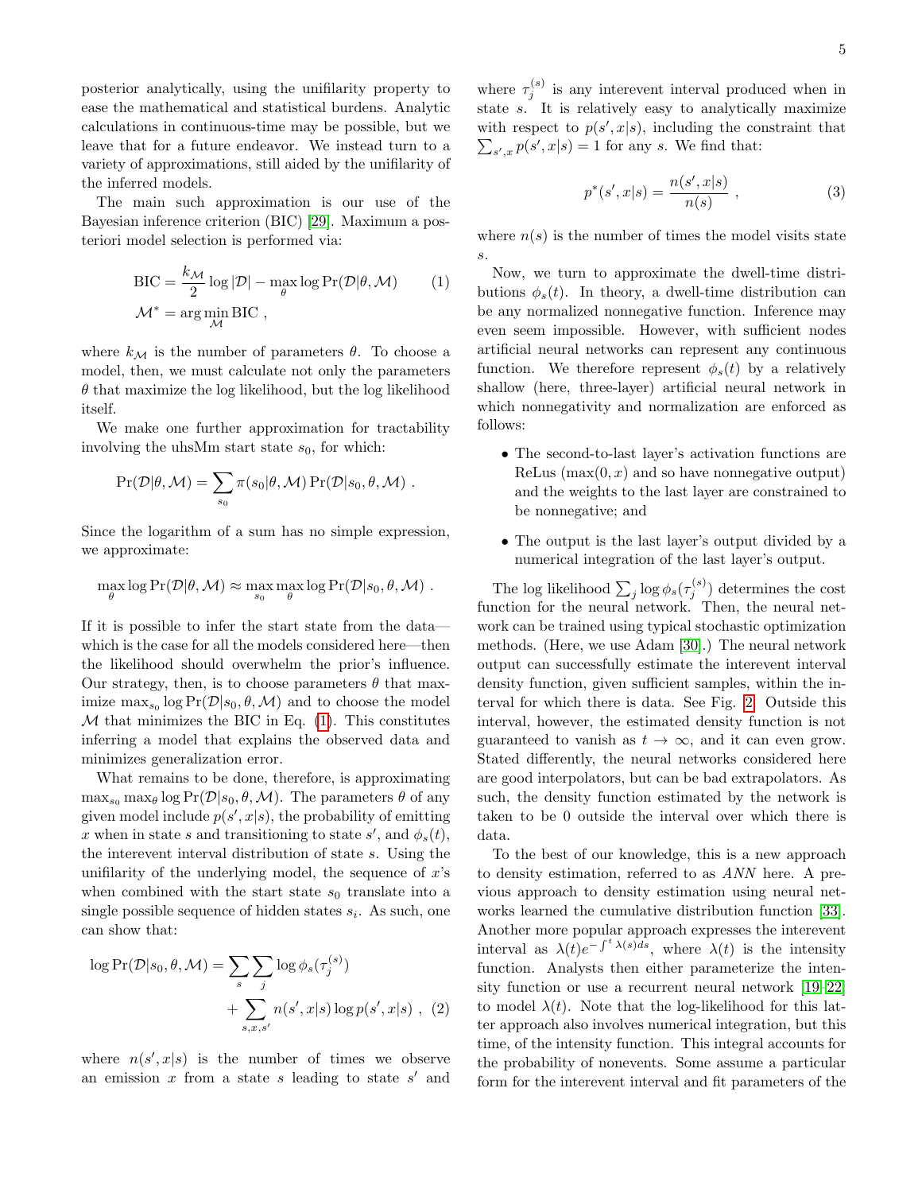posterior analytically, using the unifilarity property to ease the mathematical and statistical burdens. Analytic calculations in continuous-time may be possible, but we leave that for a future endeavor. We instead turn to a variety of approximations, still aided by the unifilarity of the inferred models.

The main such approximation is our use of the Bayesian inference criterion (BIC) [29]. Maximum a posteriori model selection is performed via:

$$
\begin{aligned}
\text{BIC} &= \frac{k_{\mathcal{M}}}{2} \log |\mathcal{D}| - \max_{\theta} \log \Pr(\mathcal{D}|\theta, \mathcal{M}) \qquad (1) \\
\mathcal{M}^* &= \arg\min_{\mathcal{M}} \text{BIC} \ ,
\end{aligned}
$$

where $k_{\mathcal{M}}$ is the number of parameters $\theta$. To choose a model, then, we must calculate not only the parameters $\theta$ that maximize the log likelihood, but the log likelihood itself.

We make one further approximation for tractability involving the uhsMm start state $s_0$, for which:

$$
\Pr(\mathcal{D}|\theta, \mathcal{M}) = \sum_{s_0} \pi(s_0|\theta, \mathcal{M}) \Pr(\mathcal{D}|s_0, \theta, \mathcal{M}) \ .
$$

Since the logarithm of a sum has no simple expression, we approximate:

$$
\max_{\theta} \log \Pr(\mathcal{D}|\theta, \mathcal{M}) \approx \max_{s_0} \max_{\theta} \log \Pr(\mathcal{D}|s_0, \theta, \mathcal{M}) \ .
$$

If it is possible to infer the start state from the data—which is the case for all the models considered here—then the likelihood should overwhelm the prior's influence. Our strategy, then, is to choose parameters $\theta$ that maximize $\max_{s_0} \log \Pr(\mathcal{D}|s_0, \theta, \mathcal{M})$ and to choose the model $\mathcal{M}$ that minimizes the BIC in Eq. (1). This constitutes inferring a model that explains the observed data and minimizes generalization error.

What remains to be done, therefore, is approximating $\max_{s_0} \max_{\theta} \log \Pr(\mathcal{D}|s_0, \theta, \mathcal{M})$. The parameters $\theta$ of any given model include $p(s', x|s)$, the probability of emitting $x$ when in state $s$ and transitioning to state $s'$, and $\phi_s(t)$, the interevent interval distribution of state $s$. Using the unifilarity of the underlying model, the sequence of $x$'s when combined with the start state $s_0$ translate into a single possible sequence of hidden states $s_i$. As such, one can show that:

$$
\begin{aligned}
\log \Pr(\mathcal{D}|s_0, \theta, \mathcal{M}) = &\sum_{s} \sum_{j} \log \phi_s(\tau_j^{(s)}) \\
&+ \sum_{s,x,s'} n(s', x|s) \log p(s', x|s) \ , \qquad (2)
\end{aligned}
$$

where $n(s', x|s)$ is the number of times we observe an emission $x$ from a state $s$ leading to state $s'$ and where $\tau_j^{(s)}$ is any interevent interval produced when in state $s$. It is relatively easy to analytically maximize with respect to $p(s', x|s)$, including the constraint that $\sum_{s',x} p(s', x|s) = 1$ for any $s$. We find that:

$$
p^*(s', x|s) = \frac{n(s', x|s)}{n(s)} \ , \qquad (3)
$$

where $n(s)$ is the number of times the model visits state $s$.

Now, we turn to approximate the dwell-time distributions $\phi_s(t)$. In theory, a dwell-time distribution can be any normalized nonnegative function. Inference may even seem impossible. However, with sufficient nodes artificial neural networks can represent any continuous function. We therefore represent $\phi_s(t)$ by a relatively shallow (here, three-layer) artificial neural network in which nonnegativity and normalization are enforced as follows:

- The second-to-last layer's activation functions are ReLus ($\max(0, x)$ and so have nonnegative output) and the weights to the last layer are constrained to be nonnegative; and
- The output is the last layer's output divided by a numerical integration of the last layer's output.

The log likelihood $\sum_j \log \phi_s(\tau_j^{(s)})$ determines the cost function for the neural network. Then, the neural network can be trained using typical stochastic optimization methods. (Here, we use Adam [30].) The neural network output can successfully estimate the interevent interval density function, given sufficient samples, within the interval for which there is data. See Fig. 2. Outside this interval, however, the estimated density function is not guaranteed to vanish as $t \to \infty$, and it can even grow. Stated differently, the neural networks considered here are good interpolators, but can be bad extrapolators. As such, the density function estimated by the network is taken to be 0 outside the interval over which there is data.

To the best of our knowledge, this is a new approach to density estimation, referred to as *ANN* here. A previous approach to density estimation using neural networks learned the cumulative distribution function [33]. Another more popular approach expresses the interevent interval as $\lambda(t) e^{-\int^t \lambda(s) ds}$, where $\lambda(t)$ is the intensity function. Analysts then either parameterize the intensity function or use a recurrent neural network [19–22] to model $\lambda(t)$. Note that the log-likelihood for this latter approach also involves numerical integration, but this time, of the intensity function. This integral accounts for the probability of nonevents. Some assume a particular form for the interevent interval and fit parameters of the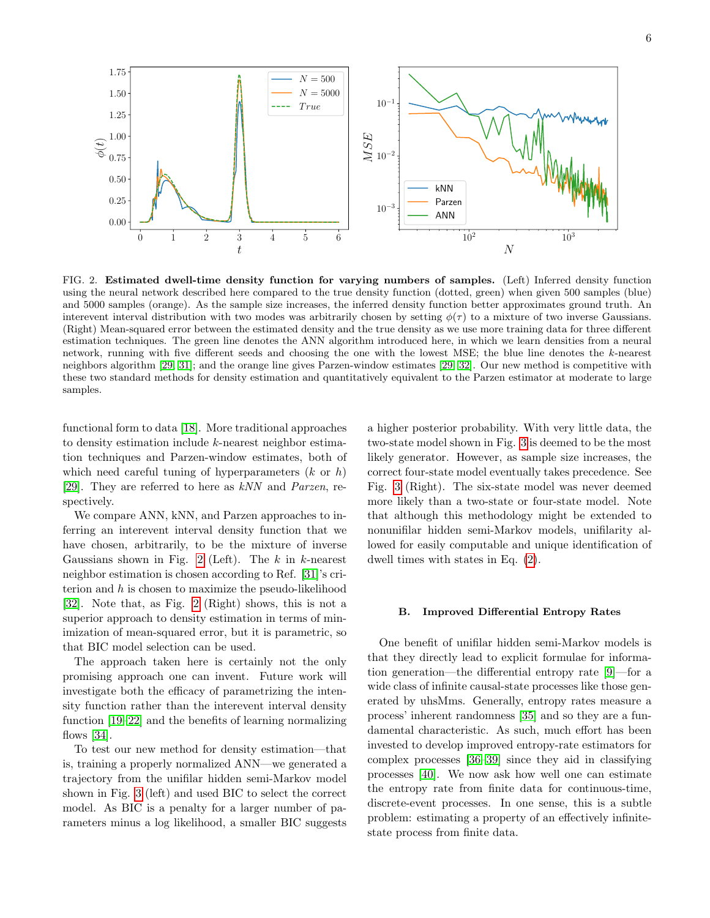FIG. 2. **Estimated dwell-time density function for varying numbers of samples.** (Left) Inferred density function using the neural network described here compared to the true density function (dotted, green) when given 500 samples (blue) and 5000 samples (orange). As the sample size increases, the inferred density function better approximates ground truth. An interevent interval distribution with two modes was arbitrarily chosen by setting $\phi(\tau)$ to a mixture of two inverse Gaussians. (Right) Mean-squared error between the estimated density and the true density as we use more training data for three different estimation techniques. The green line denotes the ANN algorithm introduced here, in which we learn densities from a neural network, running with five different seeds and choosing the one with the lowest MSE; the blue line denotes the $k$-nearest neighbors algorithm [29, 31]; and the orange line gives Parzen-window estimates [29, 32]. Our new method is competitive with these two standard methods for density estimation and quantitatively equivalent to the Parzen estimator at moderate to large samples.

functional form to data [18]. More traditional approaches to density estimation include $k$-nearest neighbor estimation techniques and Parzen-window estimates, both of which need careful tuning of hyperparameters ($k$ or $h$) [29]. They are referred to here as *kNN* and *Parzen*, respectively.

We compare ANN, kNN, and Parzen approaches to inferring an interevent interval density function that we have chosen, arbitrarily, to be the mixture of inverse Gaussians shown in Fig. 2 (Left). The $k$ in $k$-nearest neighbor estimation is chosen according to Ref. [31]'s criterion and $h$ is chosen to maximize the pseudo-likelihood [32]. Note that, as Fig. 2 (Right) shows, this is not a superior approach to density estimation in terms of minimization of mean-squared error, but it is parametric, so that BIC model selection can be used.

The approach taken here is certainly not the only promising approach one can invent. Future work will investigate both the efficacy of parametrizing the intensity function rather than the interevent interval density function [19–22] and the benefits of learning normalizing flows [34].

To test our new method for density estimation—that is, training a properly normalized ANN—we generated a trajectory from the unifilar hidden semi-Markov model shown in Fig. 3 (left) and used BIC to select the correct model. As BIC is a penalty for a larger number of parameters minus a log likelihood, a smaller BIC suggests a higher posterior probability. With very little data, the two-state model shown in Fig. 3 is deemed to be the most likely generator. However, as sample size increases, the correct four-state model eventually takes precedence. See Fig. 3 (Right). The six-state model was never deemed more likely than a two-state or four-state model. Note that although this methodology might be extended to nonunifilar hidden semi-Markov models, unifilarity allowed for easily computable and unique identification of dwell times with states in Eq. (2).

### B. Improved Differential Entropy Rates

One benefit of unifilar hidden semi-Markov models is that they directly lead to explicit formulae for information generation—the differential entropy rate [9]—for a wide class of infinite causal-state processes like those generated by uhsMms. Generally, entropy rates measure a process' inherent randomness [35] and so they are a fundamental characteristic. As such, much effort has been invested to develop improved entropy-rate estimators for complex processes [36–39] since they aid in classifying processes [40]. We now ask how well one can estimate the entropy rate from finite data for continuous-time, discrete-event processes. In one sense, this is a subtle problem: estimating a property of an effectively infinite-state process from finite data.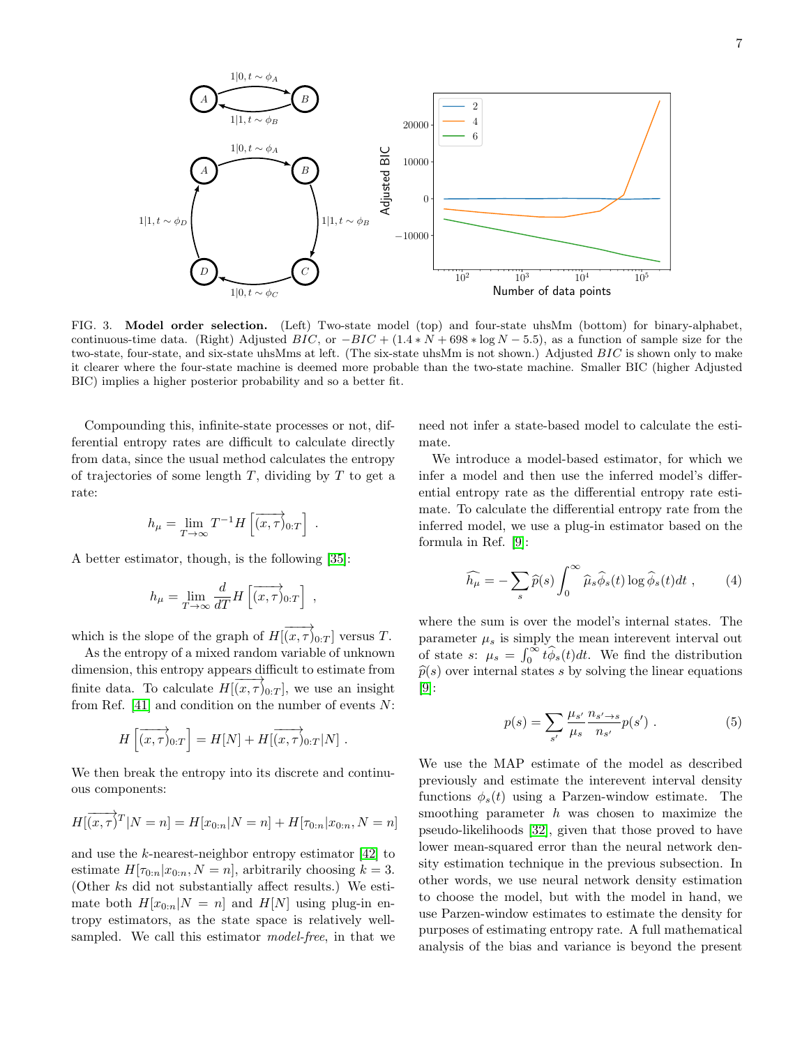FIG. 3. **Model order selection.** (Left) Two-state model (top) and four-state uhsMm (bottom) for binary-alphabet, continuous-time data. (Right) Adjusted $BIC$, or $-BIC + (1.4 * N + 698 * \log N - 5.5)$, as a function of sample size for the two-state, four-state, and six-state uhsMms at left. (The six-state uhsMm is not shown.) Adjusted $BIC$ is shown only to make it clearer where the four-state machine is deemed more probable than the two-state machine. Smaller BIC (higher Adjusted BIC) implies a higher posterior probability and so a better fit.

Compounding this, infinite-state processes or not, differential entropy rates are difficult to calculate directly from data, since the usual method calculates the entropy of trajectories of some length $T$, dividing by $T$ to get a rate:

$$h_\mu = \lim_{T\to\infty} T^{-1} H\left[\overrightarrow{(x,\tau)}_{0:T}\right] .$$

A better estimator, though, is the following [35]:

$$h_\mu = \lim_{T\to\infty} \frac{d}{dT} H\left[\overrightarrow{(x,\tau)}_{0:T}\right] ,$$

which is the slope of the graph of $H[\overrightarrow{(x,\tau)}_{0:T}]$ versus $T$.

As the entropy of a mixed random variable of unknown dimension, this entropy appears difficult to estimate from finite data. To calculate $H[\overrightarrow{(x,\tau)}_{0:T}]$, we use an insight from Ref. [41] and condition on the number of events $N$:

$$H\left[\overrightarrow{(x,\tau)}_{0:T}\right] = H[N] + H[\overrightarrow{(x,\tau)}_{0:T}|N] .$$

We then break the entropy into its discrete and continuous components:

$$H[\overrightarrow{(x,\tau)}^T|N=n] = H[x_{0:n}|N=n] + H[\tau_{0:n}|x_{0:n}, N=n]$$

and use the $k$-nearest-neighbor entropy estimator [42] to estimate $H[\tau_{0:n}|x_{0:n}, N=n]$, arbitrarily choosing $k=3$. (Other $k$s did not substantially affect results.) We estimate both $H[x_{0:n}|N=n]$ and $H[N]$ using plug-in entropy estimators, as the state space is relatively well-sampled. We call this estimator *model-free*, in that we need not infer a state-based model to calculate the estimate.

We introduce a model-based estimator, for which we infer a model and then use the inferred model's differential entropy rate as the differential entropy rate estimate. To calculate the differential entropy rate from the inferred model, we use a plug-in estimator based on the formula in Ref. [9]:

$$\widehat{h_\mu} = -\sum_s \widehat{p}(s) \int_0^\infty \widehat{\mu}_s \widehat{\phi}_s(t) \log \widehat{\phi}_s(t) dt , \qquad (4)$$

where the sum is over the model's internal states. The parameter $\mu_s$ is simply the mean interevent interval out of state $s$: $\mu_s = \int_0^\infty t\widehat{\phi}_s(t)dt$. We find the distribution $\widehat{p}(s)$ over internal states $s$ by solving the linear equations [9]:

$$p(s) = \sum_{s'} \frac{\mu_{s'}}{\mu_s} \frac{n_{s'\to s}}{n_{s'}} p(s') . \qquad (5)$$

We use the MAP estimate of the model as described previously and estimate the interevent interval density functions $\phi_s(t)$ using a Parzen-window estimate. The smoothing parameter $h$ was chosen to maximize the pseudo-likelihoods [32], given that those proved to have lower mean-squared error than the neural network density estimation technique in the previous subsection. In other words, we use neural network density estimation to choose the model, but with the model in hand, we use Parzen-window estimates to estimate the density for purposes of estimating entropy rate. A full mathematical analysis of the bias and variance is beyond the present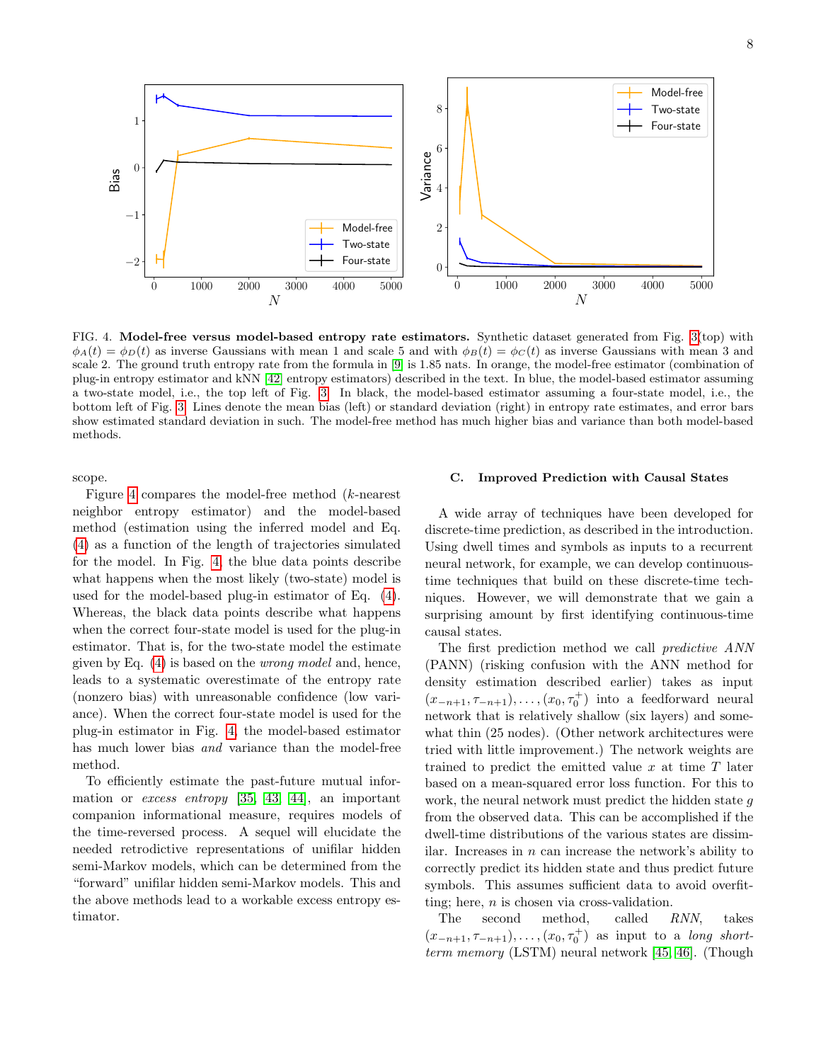FIG. 4. **Model-free versus model-based entropy rate estimators.** Synthetic dataset generated from Fig. 3(top) with $\phi_A(t) = \phi_D(t)$ as inverse Gaussians with mean 1 and scale 5 and with $\phi_B(t) = \phi_C(t)$ as inverse Gaussians with mean 3 and scale 2. The ground truth entropy rate from the formula in [9] is 1.85 nats. In orange, the model-free estimator (combination of plug-in entropy estimator and kNN [42] entropy estimators) described in the text. In blue, the model-based estimator assuming a two-state model, i.e., the top left of Fig. 3. In black, the model-based estimator assuming a four-state model, i.e., the bottom left of Fig. 3. Lines denote the mean bias (left) or standard deviation (right) in entropy rate estimates, and error bars show estimated standard deviation in such. The model-free method has much higher bias and variance than both model-based methods.

scope.

Figure 4 compares the model-free method ($k$-nearest neighbor entropy estimator) and the model-based method (estimation using the inferred model and Eq. (4)) as a function of the length of trajectories simulated for the model. In Fig. 4, the blue data points describe what happens when the most likely (two-state) model is used for the model-based plug-in estimator of Eq. (4). Whereas, the black data points describe what happens when the correct four-state model is used for the plug-in estimator. That is, for the two-state model the estimate given by Eq. (4) is based on the *wrong model* and, hence, leads to a systematic overestimate of the entropy rate (nonzero bias) with unreasonable confidence (low variance). When the correct four-state model is used for the plug-in estimator in Fig. 4, the model-based estimator has much lower bias *and* variance than the model-free method.

To efficiently estimate the past-future mutual information or *excess entropy* [35, 43, 44], an important companion informational measure, requires models of the time-reversed process. A sequel will elucidate the needed retrodictive representations of unifilar hidden semi-Markov models, which can be determined from the "forward" unifilar hidden semi-Markov models. This and the above methods lead to a workable excess entropy estimator.

### C. Improved Prediction with Causal States

A wide array of techniques have been developed for discrete-time prediction, as described in the introduction. Using dwell times and symbols as inputs to a recurrent neural network, for example, we can develop continuous-time techniques that build on these discrete-time techniques. However, we will demonstrate that we gain a surprising amount by first identifying continuous-time causal states.

The first prediction method we call *predictive ANN* (PANN) (risking confusion with the ANN method for density estimation described earlier) takes as input $(x_{-n+1}, \tau_{-n+1}), \ldots, (x_0, \tau_0^+)$ into a feedforward neural network that is relatively shallow (six layers) and somewhat thin (25 nodes). (Other network architectures were tried with little improvement.) The network weights are trained to predict the emitted value $x$ at time $T$ later based on a mean-squared error loss function. For this to work, the neural network must predict the hidden state $g$ from the observed data. This can be accomplished if the dwell-time distributions of the various states are dissimilar. Increases in $n$ can increase the network's ability to correctly predict its hidden state and thus predict future symbols. This assumes sufficient data to avoid overfitting; here, $n$ is chosen via cross-validation.

The second method, called *RNN*, takes $(x_{-n+1}, \tau_{-n+1}), \ldots, (x_0, \tau_0^+)$ as input to a *long short-term memory* (LSTM) neural network [45, 46]. (Though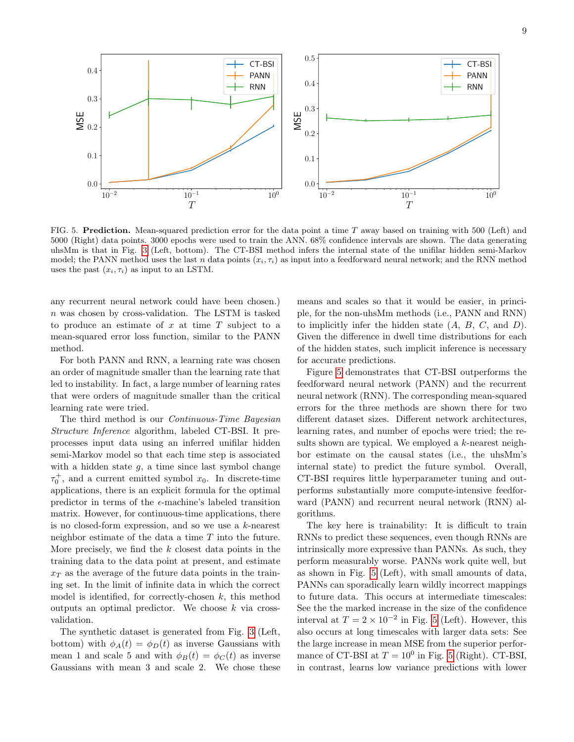FIG. 5. **Prediction.** Mean-squared prediction error for the data point a time $T$ away based on training with 500 (Left) and 5000 (Right) data points. 3000 epochs were used to train the ANN. 68% confidence intervals are shown. The data generating uhsMm is that in Fig. 3 (Left, bottom). The CT-BSI method infers the internal state of the unifilar hidden semi-Markov model; the PANN method uses the last $n$ data points $(x_i, \tau_i)$ as input into a feedforward neural network; and the RNN method uses the past $(x_i, \tau_i)$ as input to an LSTM.

any recurrent neural network could have been chosen.) $n$ was chosen by cross-validation. The LSTM is tasked to produce an estimate of $x$ at time $T$ subject to a mean-squared error loss function, similar to the PANN method.

For both PANN and RNN, a learning rate was chosen an order of magnitude smaller than the learning rate that led to instability. In fact, a large number of learning rates that were orders of magnitude smaller than the critical learning rate were tried.

The third method is our *Continuous-Time Bayesian Structure Inference* algorithm, labeled CT-BSI. It preprocesses input data using an inferred unifilar hidden semi-Markov model so that each time step is associated with a hidden state $g$, a time since last symbol change $\tau_0^+$, and a current emitted symbol $x_0$. In discrete-time applications, there is an explicit formula for the optimal predictor in terms of the $\epsilon$-machine's labeled transition matrix. However, for continuous-time applications, there is no closed-form expression, and so we use a $k$-nearest neighbor estimate of the data a time $T$ into the future. More precisely, we find the $k$ closest data points in the training data to the data point at present, and estimate $x_T$ as the average of the future data points in the training set. In the limit of infinite data in which the correct model is identified, for correctly-chosen $k$, this method outputs an optimal predictor. We choose $k$ via cross-validation.

The synthetic dataset is generated from Fig. 3 (Left, bottom) with $\phi_A(t) = \phi_D(t)$ as inverse Gaussians with mean 1 and scale 5 and with $\phi_B(t) = \phi_C(t)$ as inverse Gaussians with mean 3 and scale 2. We chose these means and scales so that it would be easier, in principle, for the non-uhsMm methods (i.e., PANN and RNN) to implicitly infer the hidden state ($A$, $B$, $C$, and $D$). Given the difference in dwell time distributions for each of the hidden states, such implicit inference is necessary for accurate predictions.

Figure 5 demonstrates that CT-BSI outperforms the feedforward neural network (PANN) and the recurrent neural network (RNN). The corresponding mean-squared errors for the three methods are shown there for two different dataset sizes. Different network architectures, learning rates, and number of epochs were tried; the results shown are typical. We employed a $k$-nearest neighbor estimate on the causal states (i.e., the uhsMm's internal state) to predict the future symbol. Overall, CT-BSI requires little hyperparameter tuning and outperforms substantially more compute-intensive feedforward (PANN) and recurrent neural network (RNN) algorithms.

The key here is trainability: It is difficult to train RNNs to predict these sequences, even though RNNs are intrinsically more expressive than PANNs. As such, they perform measurably worse. PANNs work quite well, but as shown in Fig. 5 (Left), with small amounts of data, PANNs can sporadically learn wildly incorrect mappings to future data. This occurs at intermediate timescales: See the the marked increase in the size of the confidence interval at $T = 2 \times 10^{-2}$ in Fig. 5 (Left). However, this also occurs at long timescales with larger data sets: See the large increase in mean MSE from the superior performance of CT-BSI at $T = 10^0$ in Fig. 5 (Right). CT-BSI, in contrast, learns low variance predictions with lower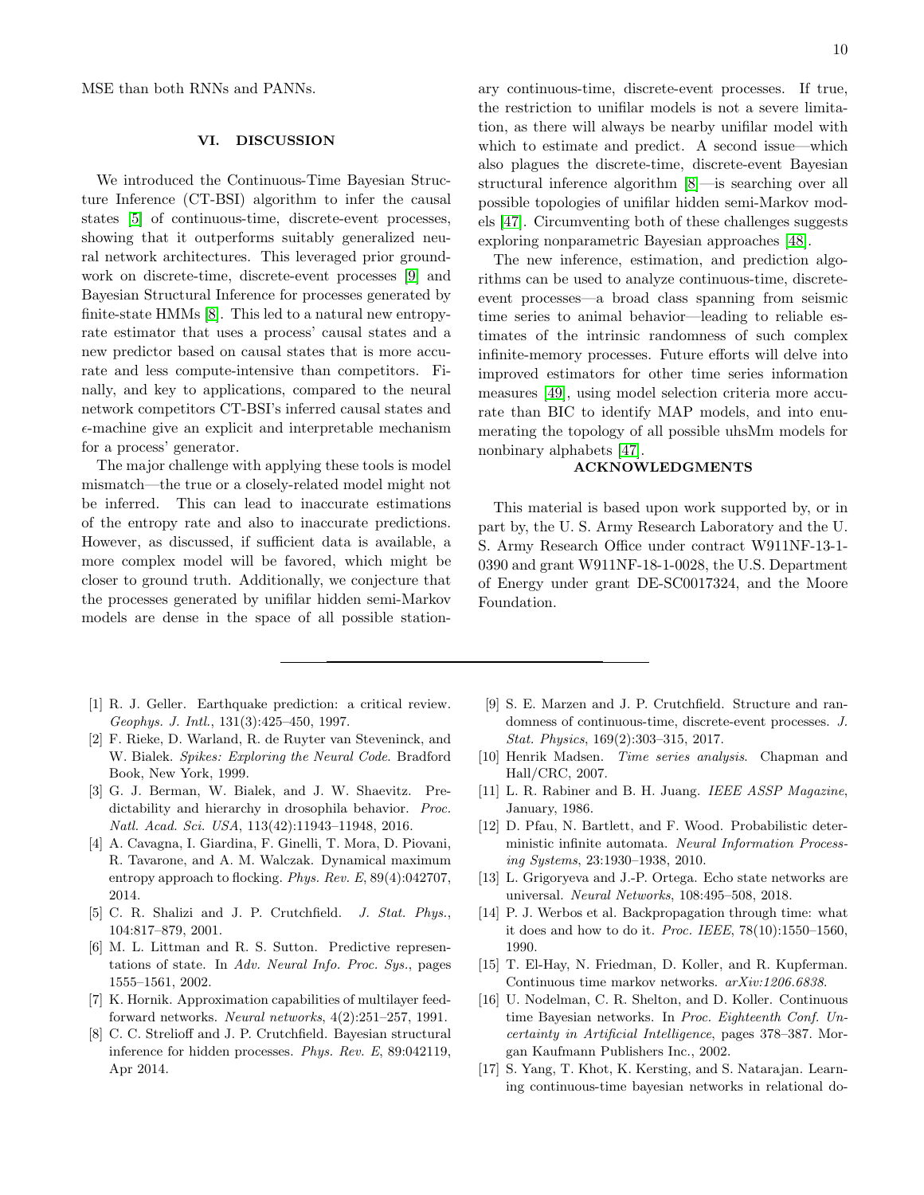MSE than both RNNs and PANNs.

## VI. DISCUSSION

We introduced the Continuous-Time Bayesian Structure Inference (CT-BSI) algorithm to infer the causal states [5] of continuous-time, discrete-event processes, showing that it outperforms suitably generalized neural network architectures. This leveraged prior groundwork on discrete-time, discrete-event processes [9] and Bayesian Structural Inference for processes generated by finite-state HMMs [8]. This led to a natural new entropy-rate estimator that uses a process' causal states and a new predictor based on causal states that is more accurate and less compute-intensive than competitors. Finally, and key to applications, compared to the neural network competitors CT-BSI's inferred causal states and $\epsilon$-machine give an explicit and interpretable mechanism for a process' generator.

The major challenge with applying these tools is model mismatch—the true or a closely-related model might not be inferred. This can lead to inaccurate estimations of the entropy rate and also to inaccurate predictions. However, as discussed, if sufficient data is available, a more complex model will be favored, which might be closer to ground truth. Additionally, we conjecture that the processes generated by unifilar hidden semi-Markov models are dense in the space of all possible stationary continuous-time, discrete-event processes. If true, the restriction to unifilar models is not a severe limitation, as there will always be nearby unifilar model with which to estimate and predict. A second issue—which also plagues the discrete-time, discrete-event Bayesian structural inference algorithm [8]—is searching over all possible topologies of unifilar hidden semi-Markov models [47]. Circumventing both of these challenges suggests exploring nonparametric Bayesian approaches [48].

The new inference, estimation, and prediction algorithms can be used to analyze continuous-time, discrete-event processes—a broad class spanning from seismic time series to animal behavior—leading to reliable estimates of the intrinsic randomness of such complex infinite-memory processes. Future efforts will delve into improved estimators for other time series information measures [49], using model selection criteria more accurate than BIC to identify MAP models, and into enumerating the topology of all possible uhsMm models for nonbinary alphabets [47].

## ACKNOWLEDGMENTS

This material is based upon work supported by, or in part by, the U. S. Army Research Laboratory and the U. S. Army Research Office under contract W911NF-13-1-0390 and grant W911NF-18-1-0028, the U.S. Department of Energy under grant DE-SC0017324, and the Moore Foundation.

---

[1] R. J. Geller. Earthquake prediction: a critical review. *Geophys. J. Intl.*, 131(3):425–450, 1997.

[2] F. Rieke, D. Warland, R. de Ruyter van Steveninck, and W. Bialek. *Spikes: Exploring the Neural Code*. Bradford Book, New York, 1999.

[3] G. J. Berman, W. Bialek, and J. W. Shaevitz. Predictability and hierarchy in drosophila behavior. *Proc. Natl. Acad. Sci. USA*, 113(42):11943–11948, 2016.

[4] A. Cavagna, I. Giardina, F. Ginelli, T. Mora, D. Piovani, R. Tavarone, and A. M. Walczak. Dynamical maximum entropy approach to flocking. *Phys. Rev. E*, 89(4):042707, 2014.

[5] C. R. Shalizi and J. P. Crutchfield. *J. Stat. Phys.*, 104:817–879, 2001.

[6] M. L. Littman and R. S. Sutton. Predictive representations of state. In *Adv. Neural Info. Proc. Sys.*, pages 1555–1561, 2002.

[7] K. Hornik. Approximation capabilities of multilayer feedforward networks. *Neural networks*, 4(2):251–257, 1991.

[8] C. C. Strelioff and J. P. Crutchfield. Bayesian structural inference for hidden processes. *Phys. Rev. E*, 89:042119, Apr 2014.

[9] S. E. Marzen and J. P. Crutchfield. Structure and randomness of continuous-time, discrete-event processes. *J. Stat. Physics*, 169(2):303–315, 2017.

[10] Henrik Madsen. *Time series analysis*. Chapman and Hall/CRC, 2007.

[11] L. R. Rabiner and B. H. Juang. *IEEE ASSP Magazine*, January, 1986.

[12] D. Pfau, N. Bartlett, and F. Wood. Probabilistic deterministic infinite automata. *Neural Information Processing Systems*, 23:1930–1938, 2010.

[13] L. Grigoryeva and J.-P. Ortega. Echo state networks are universal. *Neural Networks*, 108:495–508, 2018.

[14] P. J. Werbos et al. Backpropagation through time: what it does and how to do it. *Proc. IEEE*, 78(10):1550–1560, 1990.

[15] T. El-Hay, N. Friedman, D. Koller, and R. Kupferman. Continuous time markov networks. *arXiv:1206.6838*.

[16] U. Nodelman, C. R. Shelton, and D. Koller. Continuous time Bayesian networks. In *Proc. Eighteenth Conf. Uncertainty in Artificial Intelligence*, pages 378–387. Morgan Kaufmann Publishers Inc., 2002.

[17] S. Yang, T. Khot, K. Kersting, and S. Natarajan. Learning continuous-time bayesian networks in relational do-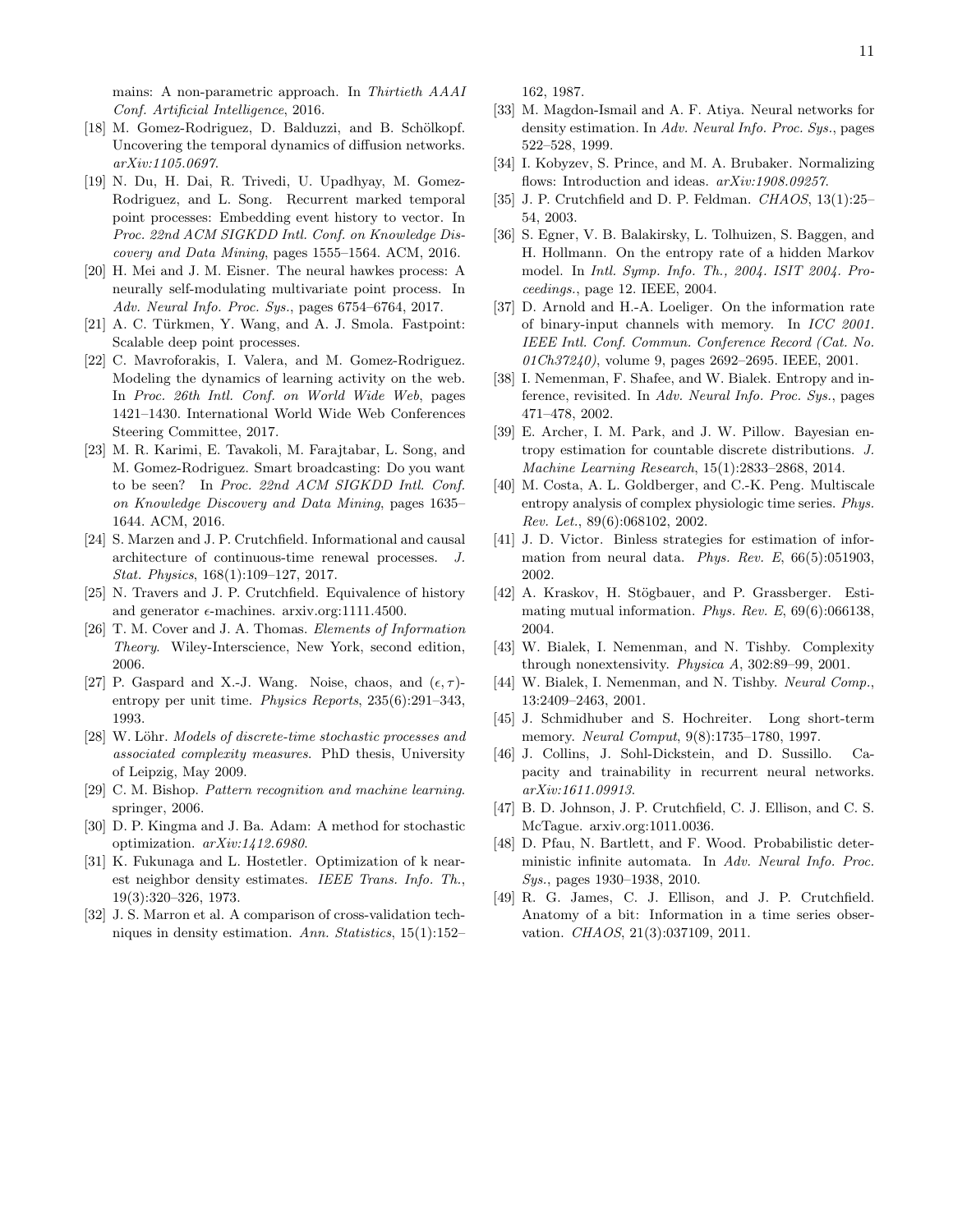mains: A non-parametric approach. In *Thirtieth AAAI Conf. Artificial Intelligence*, 2016.

[18] M. Gomez-Rodriguez, D. Balduzzi, and B. Schölkopf. Uncovering the temporal dynamics of diffusion networks. *arXiv:1105.0697*.

[19] N. Du, H. Dai, R. Trivedi, U. Upadhyay, M. Gomez-Rodriguez, and L. Song. Recurrent marked temporal point processes: Embedding event history to vector. In *Proc. 22nd ACM SIGKDD Intl. Conf. on Knowledge Discovery and Data Mining*, pages 1555–1564. ACM, 2016.

[20] H. Mei and J. M. Eisner. The neural hawkes process: A neurally self-modulating multivariate point process. In *Adv. Neural Info. Proc. Sys.*, pages 6754–6764, 2017.

[21] A. C. Türkmen, Y. Wang, and A. J. Smola. Fastpoint: Scalable deep point processes.

[22] C. Mavroforakis, I. Valera, and M. Gomez-Rodriguez. Modeling the dynamics of learning activity on the web. In *Proc. 26th Intl. Conf. on World Wide Web*, pages 1421–1430. International World Wide Web Conferences Steering Committee, 2017.

[23] M. R. Karimi, E. Tavakoli, M. Farajtabar, L. Song, and M. Gomez-Rodriguez. Smart broadcasting: Do you want to be seen? In *Proc. 22nd ACM SIGKDD Intl. Conf. on Knowledge Discovery and Data Mining*, pages 1635–1644. ACM, 2016.

[24] S. Marzen and J. P. Crutchfield. Informational and causal architecture of continuous-time renewal processes. *J. Stat. Physics*, 168(1):109–127, 2017.

[25] N. Travers and J. P. Crutchfield. Equivalence of history and generator $\epsilon$-machines. arxiv.org:1111.4500.

[26] T. M. Cover and J. A. Thomas. *Elements of Information Theory*. Wiley-Interscience, New York, second edition, 2006.

[27] P. Gaspard and X.-J. Wang. Noise, chaos, and $(\epsilon, \tau)$-entropy per unit time. *Physics Reports*, 235(6):291–343, 1993.

[28] W. Löhr. *Models of discrete-time stochastic processes and associated complexity measures*. PhD thesis, University of Leipzig, May 2009.

[29] C. M. Bishop. *Pattern recognition and machine learning*. springer, 2006.

[30] D. P. Kingma and J. Ba. Adam: A method for stochastic optimization. *arXiv:1412.6980*.

[31] K. Fukunaga and L. Hostetler. Optimization of k nearest neighbor density estimates. *IEEE Trans. Info. Th.*, 19(3):320–326, 1973.

[32] J. S. Marron et al. A comparison of cross-validation techniques in density estimation. *Ann. Statistics*, 15(1):152–162, 1987.

[33] M. Magdon-Ismail and A. F. Atiya. Neural networks for density estimation. In *Adv. Neural Info. Proc. Sys.*, pages 522–528, 1999.

[34] I. Kobyzev, S. Prince, and M. A. Brubaker. Normalizing flows: Introduction and ideas. *arXiv:1908.09257*.

[35] J. P. Crutchfield and D. P. Feldman. *CHAOS*, 13(1):25–54, 2003.

[36] S. Egner, V. B. Balakirsky, L. Tolhuizen, S. Baggen, and H. Hollmann. On the entropy rate of a hidden Markov model. In *Intl. Symp. Info. Th., 2004. ISIT 2004. Proceedings.*, page 12. IEEE, 2004.

[37] D. Arnold and H.-A. Loeliger. On the information rate of binary-input channels with memory. In *ICC 2001. IEEE Intl. Conf. Commun. Conference Record (Cat. No. 01Ch37240)*, volume 9, pages 2692–2695. IEEE, 2001.

[38] I. Nemenman, F. Shafee, and W. Bialek. Entropy and inference, revisited. In *Adv. Neural Info. Proc. Sys.*, pages 471–478, 2002.

[39] E. Archer, I. M. Park, and J. W. Pillow. Bayesian entropy estimation for countable discrete distributions. *J. Machine Learning Research*, 15(1):2833–2868, 2014.

[40] M. Costa, A. L. Goldberger, and C.-K. Peng. Multiscale entropy analysis of complex physiologic time series. *Phys. Rev. Let.*, 89(6):068102, 2002.

[41] J. D. Victor. Binless strategies for estimation of information from neural data. *Phys. Rev. E*, 66(5):051903, 2002.

[42] A. Kraskov, H. Stögbauer, and P. Grassberger. Estimating mutual information. *Phys. Rev. E*, 69(6):066138, 2004.

[43] W. Bialek, I. Nemenman, and N. Tishby. Complexity through nonextensivity. *Physica A*, 302:89–99, 2001.

[44] W. Bialek, I. Nemenman, and N. Tishby. *Neural Comp.*, 13:2409–2463, 2001.

[45] J. Schmidhuber and S. Hochreiter. Long short-term memory. *Neural Comput*, 9(8):1735–1780, 1997.

[46] J. Collins, J. Sohl-Dickstein, and D. Sussillo. Capacity and trainability in recurrent neural networks. *arXiv:1611.09913*.

[47] B. D. Johnson, J. P. Crutchfield, C. J. Ellison, and C. S. McTague. arxiv.org:1011.0036.

[48] D. Pfau, N. Bartlett, and F. Wood. Probabilistic deterministic infinite automata. In *Adv. Neural Info. Proc. Sys.*, pages 1930–1938, 2010.

[49] R. G. James, C. J. Ellison, and J. P. Crutchfield. Anatomy of a bit: Information in a time series observation. *CHAOS*, 21(3):037109, 2011.